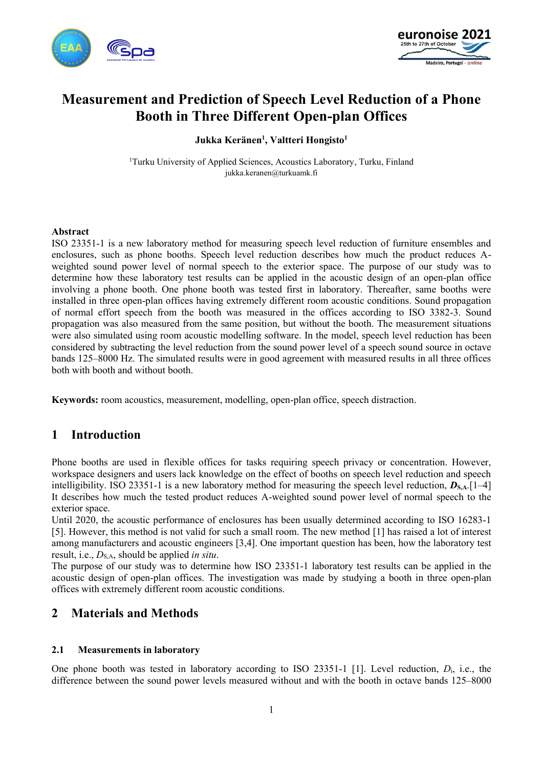# Measurement and Prediction of Speech Level Reduction of a Phone Booth in Three Different Open-plan Offices

**Jukka Keränen[1], Valtteri Hongisto[1]**

[1]Turku University of Applied Sciences, Acoustics Laboratory, Turku, Finland
jukka.keranen@turkuamk.fi

**Abstract**

ISO 23351-1 is a new laboratory method for measuring speech level reduction of furniture ensembles and enclosures, such as phone booths. Speech level reduction describes how much the product reduces A-weighted sound power level of normal speech to the exterior space. The purpose of our study was to determine how these laboratory test results can be applied in the acoustic design of an open-plan office involving a phone booth. One phone booth was tested first in laboratory. Thereafter, same booths were installed in three open-plan offices having extremely different room acoustic conditions. Sound propagation of normal effort speech from the booth was measured in the offices according to ISO 3382-3. Sound propagation was also measured from the same position, but without the booth. The measurement situations were also simulated using room acoustic modelling software. In the model, speech level reduction has been considered by subtracting the level reduction from the sound power level of a speech sound source in octave bands 125–8000 Hz. The simulated results were in good agreement with measured results in all three offices both with booth and without booth.

**Keywords:** room acoustics, measurement, modelling, open-plan office, speech distraction.

## 1 Introduction

Phone booths are used in flexible offices for tasks requiring speech privacy or concentration. However, workspace designers and users lack knowledge on the effect of booths on speech level reduction and speech intelligibility. ISO 23351-1 is a new laboratory method for measuring the speech level reduction, $\boldsymbol{D}_{\mathbf{S,A}}$.[1–4] It describes how much the tested product reduces A-weighted sound power level of normal speech to the exterior space.

Until 2020, the acoustic performance of enclosures has been usually determined according to ISO 16283-1 [5]. However, this method is not valid for such a small room. The new method [1] has raised a lot of interest among manufacturers and acoustic engineers [3,4]. One important question has been, how the laboratory test result, i.e., $D_{S,A}$, should be applied *in situ*.

The purpose of our study was to determine how ISO 23351-1 laboratory test results can be applied in the acoustic design of open-plan offices. The investigation was made by studying a booth in three open-plan offices with extremely different room acoustic conditions.

## 2 Materials and Methods

### 2.1 Measurements in laboratory

One phone booth was tested in laboratory according to ISO 23351-1 [1]. Level reduction, $D_i$, i.e., the difference between the sound power levels measured without and with the booth in octave bands 125–8000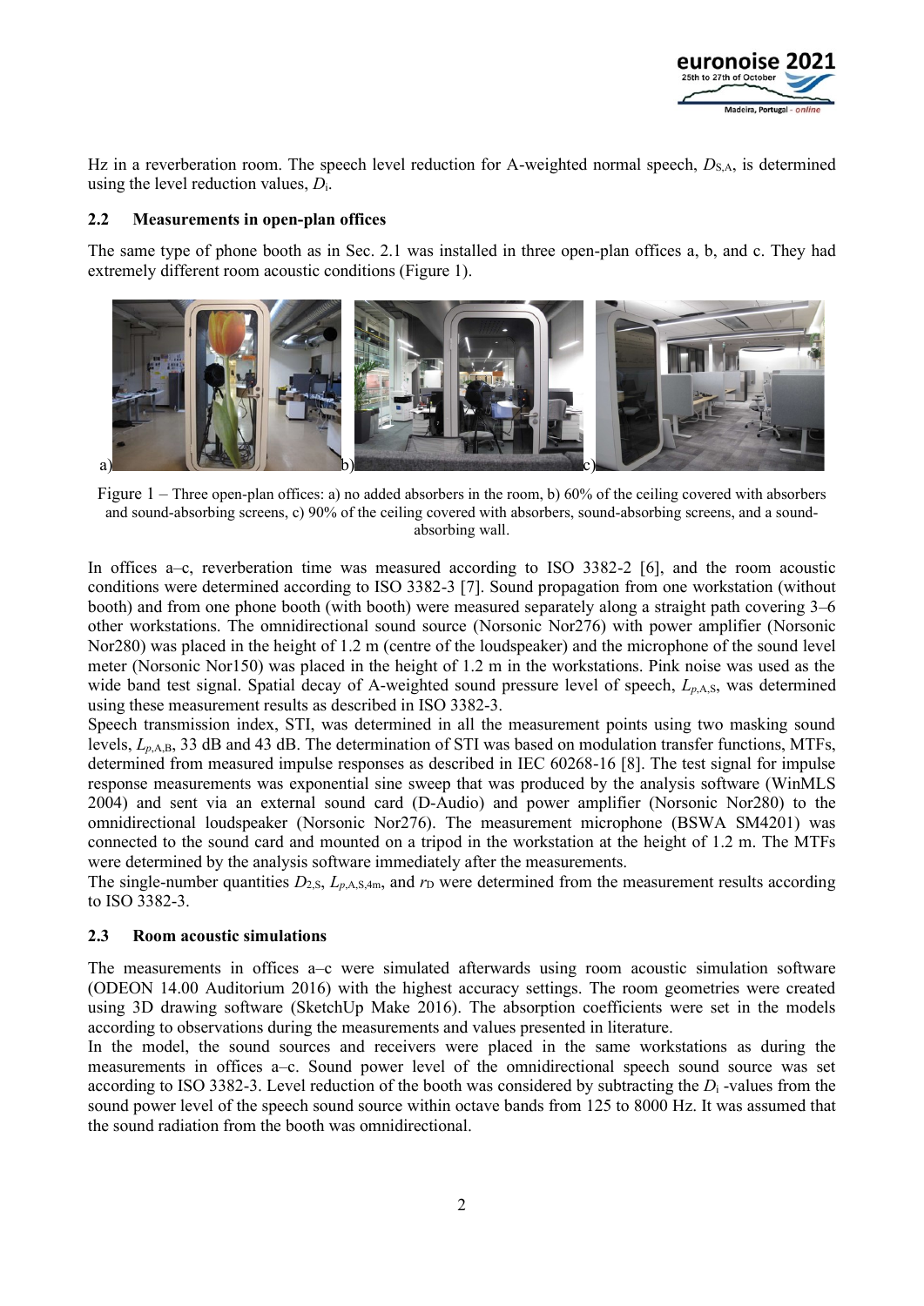Hz in a reverberation room. The speech level reduction for A-weighted normal speech, $D_{S,A}$, is determined using the level reduction values, $D_i$.

### 2.2 Measurements in open-plan offices

The same type of phone booth as in Sec. 2.1 was installed in three open-plan offices a, b, and c. They had extremely different room acoustic conditions (Figure 1).

Figure 1 – Three open-plan offices: a) no added absorbers in the room, b) 60% of the ceiling covered with absorbers and sound-absorbing screens, c) 90% of the ceiling covered with absorbers, sound-absorbing screens, and a sound-absorbing wall.

In offices a–c, reverberation time was measured according to ISO 3382-2 [6], and the room acoustic conditions were determined according to ISO 3382-3 [7]. Sound propagation from one workstation (without booth) and from one phone booth (with booth) were measured separately along a straight path covering 3–6 other workstations. The omnidirectional sound source (Norsonic Nor276) with power amplifier (Norsonic Nor280) was placed in the height of 1.2 m (centre of the loudspeaker) and the microphone of the sound level meter (Norsonic Nor150) was placed in the height of 1.2 m in the workstations. Pink noise was used as the wide band test signal. Spatial decay of A-weighted sound pressure level of speech, $L_{p,A,S}$, was determined using these measurement results as described in ISO 3382-3.

Speech transmission index, STI, was determined in all the measurement points using two masking sound levels, $L_{p,A,B}$, 33 dB and 43 dB. The determination of STI was based on modulation transfer functions, MTFs, determined from measured impulse responses as described in IEC 60268-16 [8]. The test signal for impulse response measurements was exponential sine sweep that was produced by the analysis software (WinMLS 2004) and sent via an external sound card (D-Audio) and power amplifier (Norsonic Nor280) to the omnidirectional loudspeaker (Norsonic Nor276). The measurement microphone (BSWA SM4201) was connected to the sound card and mounted on a tripod in the workstation at the height of 1.2 m. The MTFs were determined by the analysis software immediately after the measurements.

The single-number quantities $D_{2,S}$, $L_{p,A,S,4m}$, and $r_D$ were determined from the measurement results according to ISO 3382-3.

### 2.3 Room acoustic simulations

The measurements in offices a–c were simulated afterwards using room acoustic simulation software (ODEON 14.00 Auditorium 2016) with the highest accuracy settings. The room geometries were created using 3D drawing software (SketchUp Make 2016). The absorption coefficients were set in the models according to observations during the measurements and values presented in literature.

In the model, the sound sources and receivers were placed in the same workstations as during the measurements in offices a–c. Sound power level of the omnidirectional speech sound source was set according to ISO 3382-3. Level reduction of the booth was considered by subtracting the $D_i$ -values from the sound power level of the speech sound source within octave bands from 125 to 8000 Hz. It was assumed that the sound radiation from the booth was omnidirectional.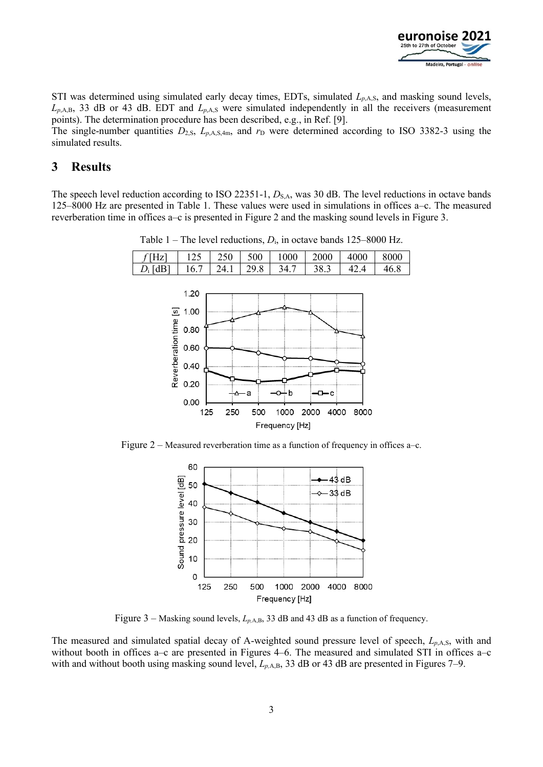STI was determined using simulated early decay times, EDTs, simulated $L_{p,\mathrm{A,S}}$, and masking sound levels, $L_{p,\mathrm{A,B}}$, 33 dB or 43 dB. EDT and $L_{p,\mathrm{A,S}}$ were simulated independently in all the receivers (measurement points). The determination procedure has been described, e.g., in Ref. [9].
The single-number quantities $D_{2,\mathrm{S}}$, $L_{p,\mathrm{A,S,4m}}$, and $r_\mathrm{D}$ were determined according to ISO 3382-3 using the simulated results.

## 3 Results

The speech level reduction according to ISO 22351-1, $D_{\mathrm{S,A}}$, was 30 dB. The level reductions in octave bands 125–8000 Hz are presented in Table 1. These values were used in simulations in offices a–c. The measured reverberation time in offices a–c is presented in Figure 2 and the masking sound levels in Figure 3.

Table 1 – The level reductions, $D_\mathrm{i}$, in octave bands 125–8000 Hz.

| $f$ [Hz] | 125 | 250 | 500 | 1000 | 2000 | 4000 | 8000 |
|---|---|---|---|---|---|---|---|
| $D_\mathrm{i}$ [dB] | 16.7 | 24.1 | 29.8 | 34.7 | 38.3 | 42.4 | 46.8 |

Figure 2 – Measured reverberation time as a function of frequency in offices a–c.

Figure 3 – Masking sound levels, $L_{p,\mathrm{A,B}}$, 33 dB and 43 dB as a function of frequency.

The measured and simulated spatial decay of A-weighted sound pressure level of speech, $L_{p,\mathrm{A,S}}$, with and without booth in offices a–c are presented in Figures 4–6. The measured and simulated STI in offices a–c with and without booth using masking sound level, $L_{p,\mathrm{A,B}}$, 33 dB or 43 dB are presented in Figures 7–9.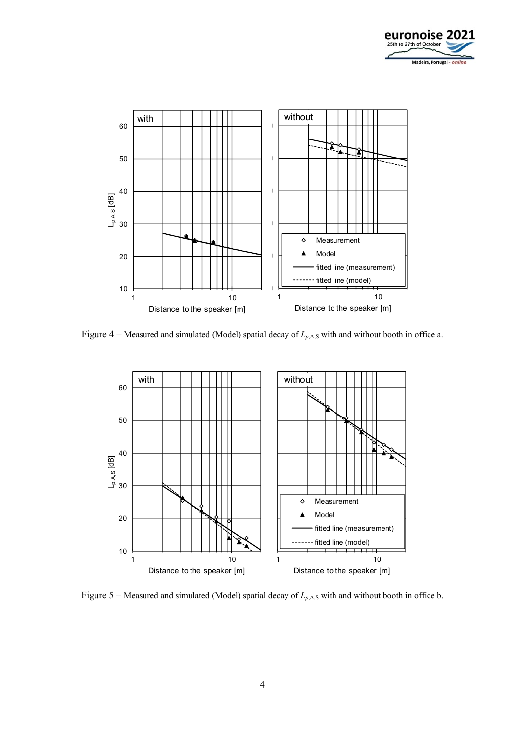Figure 4 – Measured and simulated (Model) spatial decay of $L_{p,A,S}$ with and without booth in office a.

Figure 5 – Measured and simulated (Model) spatial decay of $L_{p,A,S}$ with and without booth in office b.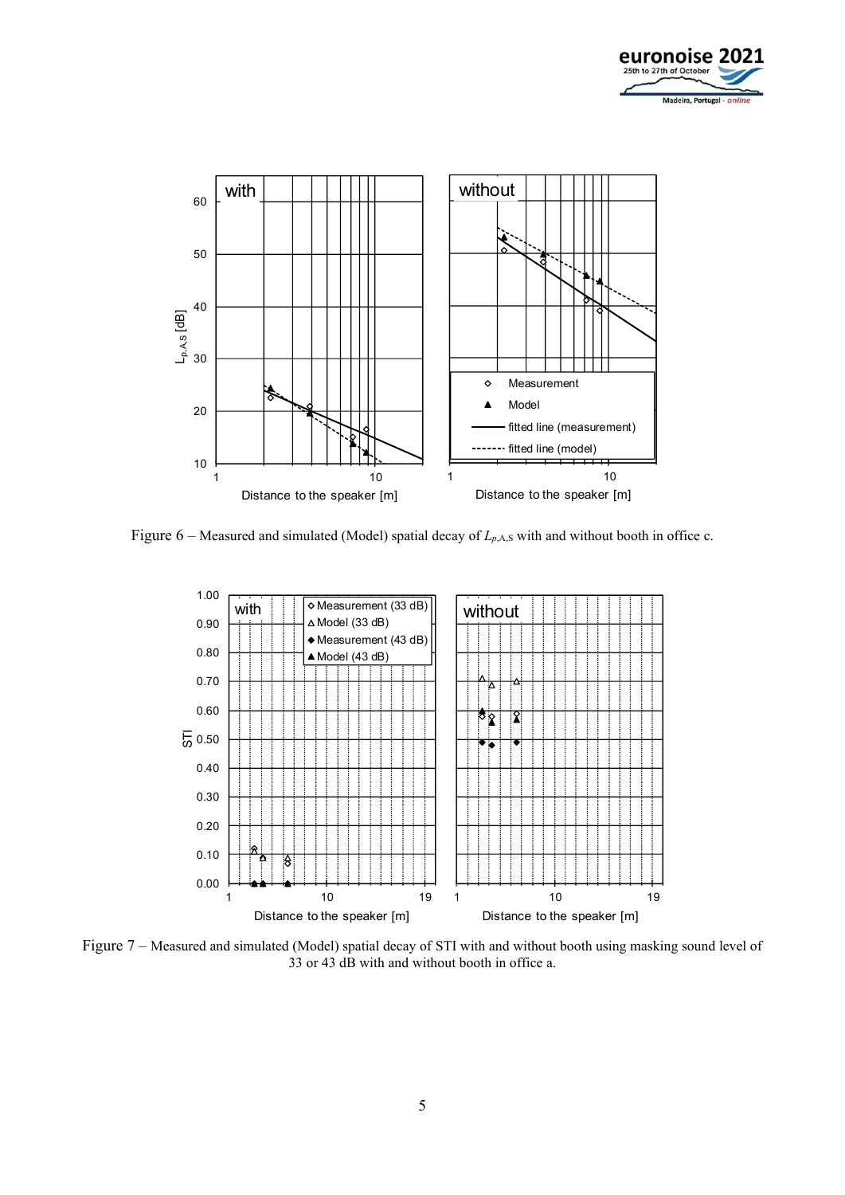Figure 6 – Measured and simulated (Model) spatial decay of $L_{p,A,S}$ with and without booth in office c.

Figure 7 – Measured and simulated (Model) spatial decay of STI with and without booth using masking sound level of 33 or 43 dB with and without booth in office a.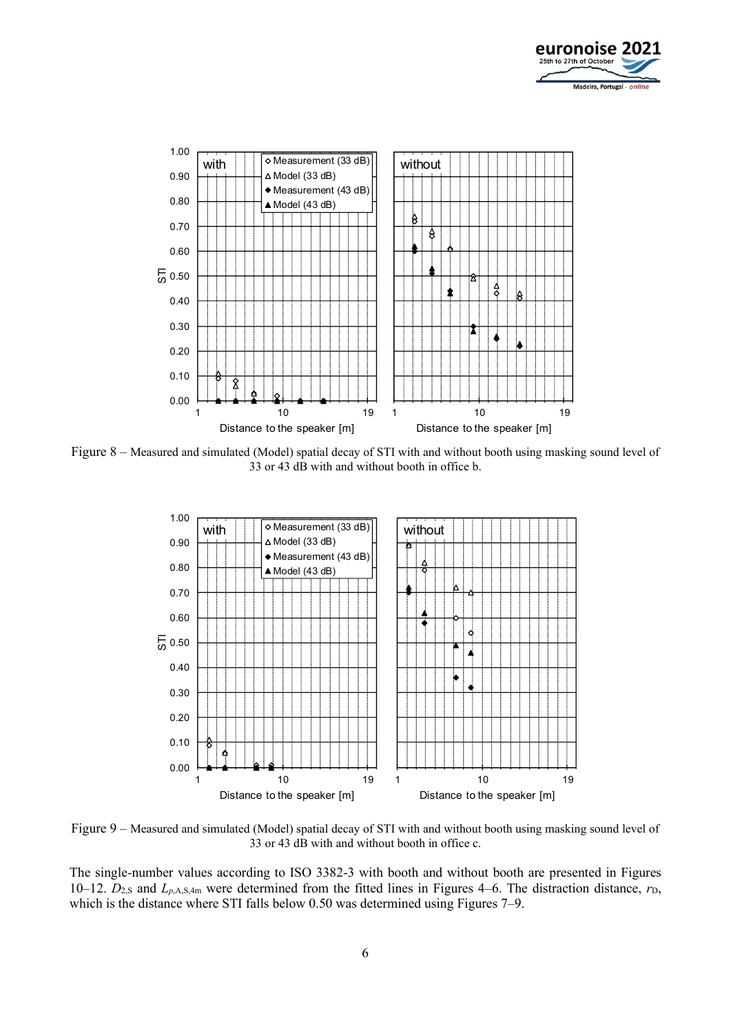Figure 8 – Measured and simulated (Model) spatial decay of STI with and without booth using masking sound level of 33 or 43 dB with and without booth in office b.

Figure 9 – Measured and simulated (Model) spatial decay of STI with and without booth using masking sound level of 33 or 43 dB with and without booth in office c.

The single-number values according to ISO 3382-3 with booth and without booth are presented in Figures 10–12. $D_{2,S}$ and $L_{p,A,S,4m}$ were determined from the fitted lines in Figures 4–6. The distraction distance, $r_D$, which is the distance where STI falls below 0.50 was determined using Figures 7–9.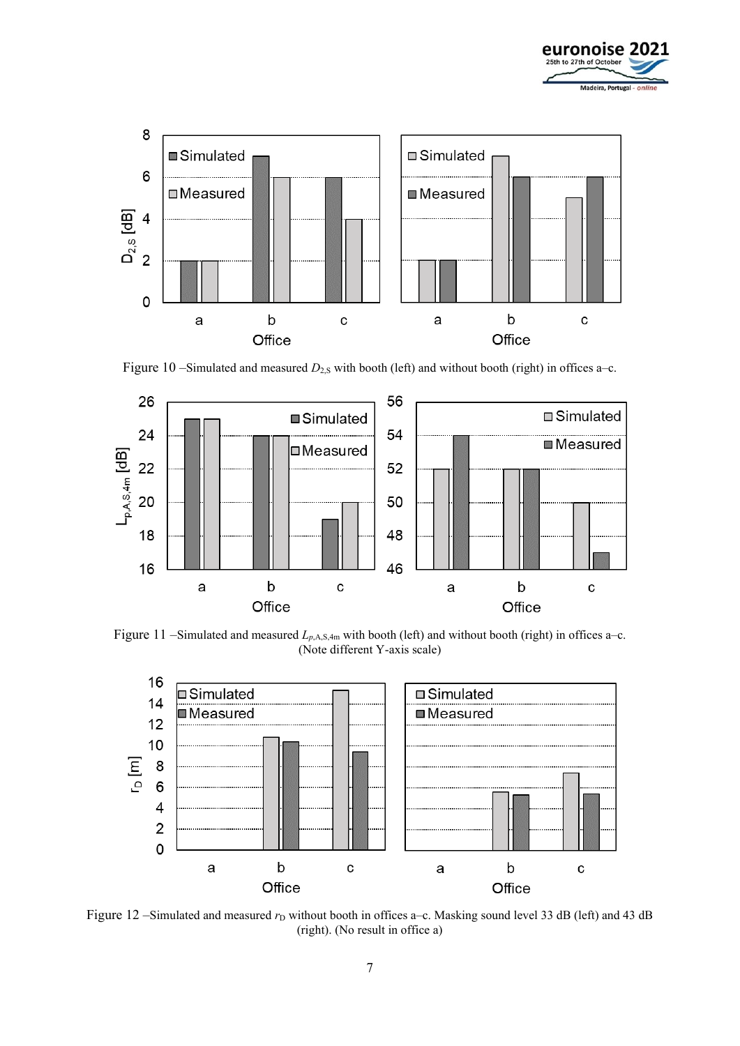Figure 10 –Simulated and measured $D_{2,S}$ with booth (left) and without booth (right) in offices a–c.

Figure 11 –Simulated and measured $L_{p,A,S,4m}$ with booth (left) and without booth (right) in offices a–c. (Note different Y-axis scale)

Figure 12 –Simulated and measured $r_D$ without booth in offices a–c. Masking sound level 33 dB (left) and 43 dB (right). (No result in office a)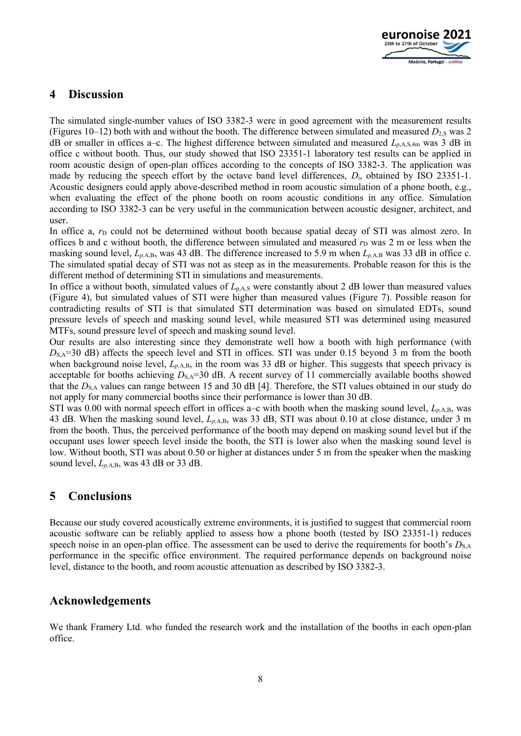## 4 Discussion

The simulated single-number values of ISO 3382-3 were in good agreement with the measurement results (Figures 10–12) both with and without the booth. The difference between simulated and measured $D_{2,\mathrm{S}}$ was 2 dB or smaller in offices a–c. The highest difference between simulated and measured $L_{p,\mathrm{A,S,4m}}$ was 3 dB in office c without booth. Thus, our study showed that ISO 23351-1 laboratory test results can be applied in room acoustic design of open-plan offices according to the concepts of ISO 3382-3. The application was made by reducing the speech effort by the octave band level differences, $D_\mathrm{i}$, obtained by ISO 23351-1. Acoustic designers could apply above-described method in room acoustic simulation of a phone booth, e.g., when evaluating the effect of the phone booth on room acoustic conditions in any office. Simulation according to ISO 3382-3 can be very useful in the communication between acoustic designer, architect, and user.

In office a, $r_\mathrm{D}$ could not be determined without booth because spatial decay of STI was almost zero. In offices b and c without booth, the difference between simulated and measured $r_\mathrm{D}$ was 2 m or less when the masking sound level, $L_{p,\mathrm{A,B}}$, was 43 dB. The difference increased to 5.9 m when $L_{p,\mathrm{A,B}}$ was 33 dB in office c. The simulated spatial decay of STI was not as steep as in the measurements. Probable reason for this is the different method of determining STI in simulations and measurements.

In office a without booth, simulated values of $L_{\mathrm{p,A,S}}$ were constantly about 2 dB lower than measured values (Figure 4), but simulated values of STI were higher than measured values (Figure 7). Possible reason for contradicting results of STI is that simulated STI determination was based on simulated EDTs, sound pressure levels of speech and masking sound level, while measured STI was determined using measured MTFs, sound pressure level of speech and masking sound level.

Our results are also interesting since they demonstrate well how a booth with high performance (with $D_{\mathrm{S,A}}$=30 dB) affects the speech level and STI in offices. STI was under 0.15 beyond 3 m from the booth when background noise level, $L_{p,\mathrm{A,B}}$, in the room was 33 dB or higher. This suggests that speech privacy is acceptable for booths achieving $D_{\mathrm{S,A}}$=30 dB. A recent survey of 11 commercially available booths showed that the $D_{\mathrm{S,A}}$ values can range between 15 and 30 dB [4]. Therefore, the STI values obtained in our study do not apply for many commercial booths since their performance is lower than 30 dB.

STI was 0.00 with normal speech effort in offices a–c with booth when the masking sound level, $L_{p,\mathrm{A,B}}$, was 43 dB. When the masking sound level, $L_{p,\mathrm{A,B}}$, was 33 dB, STI was about 0.10 at close distance, under 3 m from the booth. Thus, the perceived performance of the booth may depend on masking sound level but if the occupant uses lower speech level inside the booth, the STI is lower also when the masking sound level is low. Without booth, STI was about 0.50 or higher at distances under 5 m from the speaker when the masking sound level, $L_{p,\mathrm{A,B}}$, was 43 dB or 33 dB.

## 5 Conclusions

Because our study covered acoustically extreme environments, it is justified to suggest that commercial room acoustic software can be reliably applied to assess how a phone booth (tested by ISO 23351-1) reduces speech noise in an open-plan office. The assessment can be used to derive the requirements for booth's $D_{\mathrm{S,A}}$ performance in the specific office environment. The required performance depends on background noise level, distance to the booth, and room acoustic attenuation as described by ISO 3382-3.

## Acknowledgements

We thank Framery Ltd. who funded the research work and the installation of the booths in each open-plan office.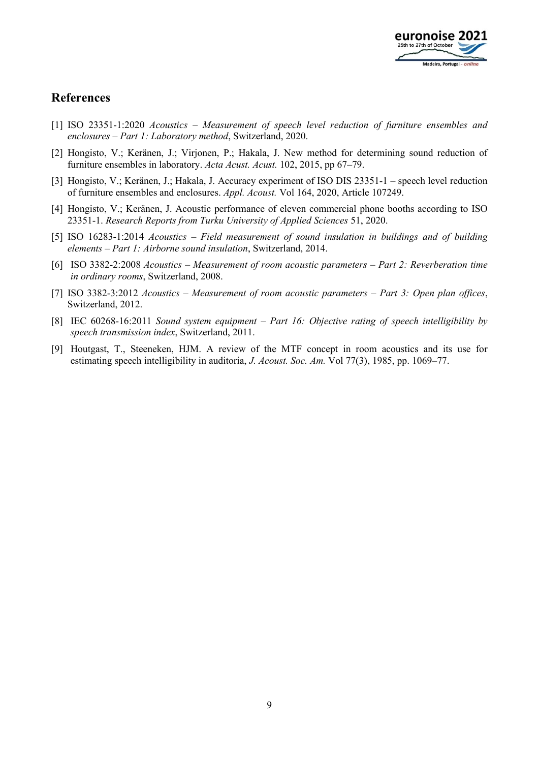## References

[1] ISO 23351-1:2020 *Acoustics – Measurement of speech level reduction of furniture ensembles and enclosures – Part 1: Laboratory method*, Switzerland, 2020.

[2] Hongisto, V.; Keränen, J.; Virjonen, P.; Hakala, J. New method for determining sound reduction of furniture ensembles in laboratory. *Acta Acust. Acust.* 102, 2015, pp 67–79.

[3] Hongisto, V.; Keränen, J.; Hakala, J. Accuracy experiment of ISO DIS 23351-1 – speech level reduction of furniture ensembles and enclosures. *Appl. Acoust.* Vol 164, 2020, Article 107249.

[4] Hongisto, V.; Keränen, J. Acoustic performance of eleven commercial phone booths according to ISO 23351-1. *Research Reports from Turku University of Applied Sciences* 51, 2020.

[5] ISO 16283-1:2014 *Acoustics – Field measurement of sound insulation in buildings and of building elements – Part 1: Airborne sound insulation*, Switzerland, 2014.

[6] ISO 3382-2:2008 *Acoustics – Measurement of room acoustic parameters – Part 2: Reverberation time in ordinary rooms*, Switzerland, 2008.

[7] ISO 3382-3:2012 *Acoustics – Measurement of room acoustic parameters – Part 3: Open plan offices*, Switzerland, 2012.

[8] IEC 60268-16:2011 *Sound system equipment – Part 16: Objective rating of speech intelligibility by speech transmission index*, Switzerland, 2011.

[9] Houtgast, T., Steeneken, HJM. A review of the MTF concept in room acoustics and its use for estimating speech intelligibility in auditoria, *J. Acoust. Soc. Am.* Vol 77(3), 1985, pp. 1069–77.